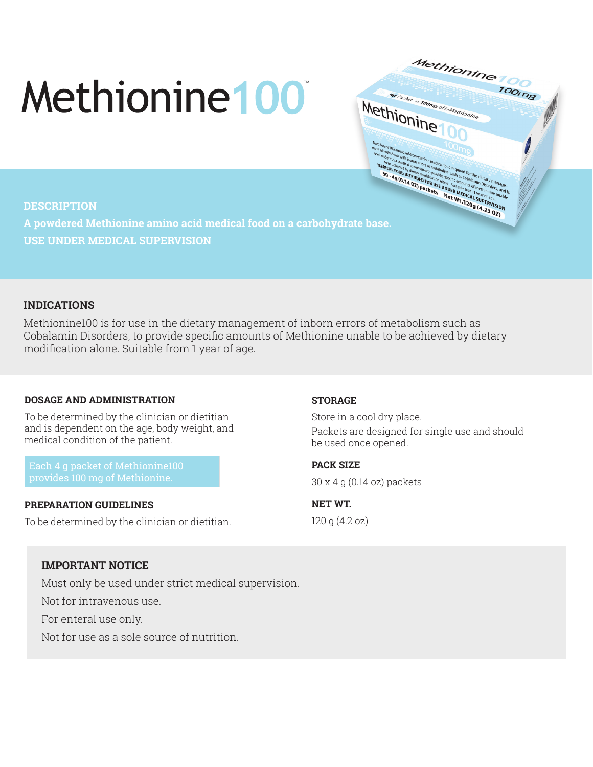# Methionine100™

## DESCRIPTION

**A powdered Methionine amino acid medical food on a carbohydrate base.**

**USE UNDER MEDICAL SUPERVISION**

## INDICATIONS

Methionine100 is for use in the dietary management of inborn errors of metabolism such as Cobalamin Disorders, to provide specific amounts of Methionine unable to be achieved by dietary modification alone. Suitable from 1 year of age.

### DOSAGE AND ADMINISTRATION

To be determined by the clinician or dietitian and is dependent on the age, body weight, and medical condition of the patient.

Each 4 g packet of Methionine100 provides 100 mg of Methionine.

### PREPARATION GUIDELINES

To be determined by the clinician or dietitian.

### STORAGE

Store in a cool dry place.

Packets are designed for single use and should be used once opened.

### PACK SIZE

30 x 4 g (0.14 oz) packets

### NET WT.

120 g (4.2 oz)

### IMPORTANT NOTICE

Must only be used under strict medical supervision.

Not for intravenous use.

For enteral use only.

Not for use as a sole source of nutrition.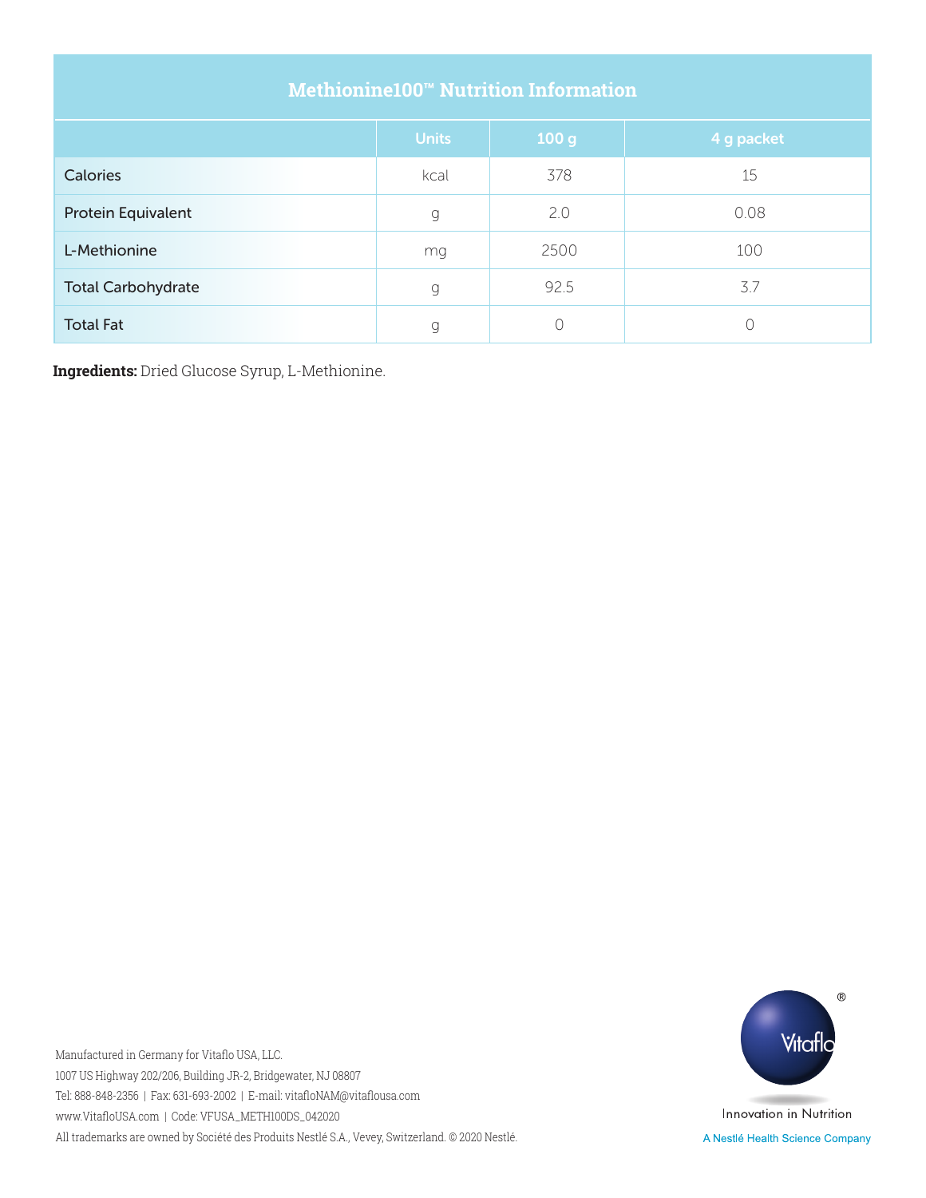## Methionine100™ Nutrition Information

| | Units | 100 g | 4 g packet |
|---|---|---|---|
| Calories | kcal | 378 | 15 |
| Protein Equivalent | g | 2.0 | 0.08 |
| L-Methionine | mg | 2500 | 100 |
| Total Carbohydrate | g | 92.5 | 3.7 |
| Total Fat | g | 0 | 0 |

**Ingredients:** Dried Glucose Syrup, L-Methionine.

Manufactured in Germany for Vitaflo USA, LLC.
1007 US Highway 202/206, Building JR-2, Bridgewater, NJ 08807
Tel: 888-848-2356 | Fax: 631-693-2002 | E-mail: vitafloNAM@vitaflousa.com
www.VitafloUSA.com | Code: VFUSA_METH100DS_042020
All trademarks are owned by Société des Produits Nestlé S.A., Vevey, Switzerland. © 2020 Nestlé.

Vitaflo®
Innovation in Nutrition
A Nestlé Health Science Company